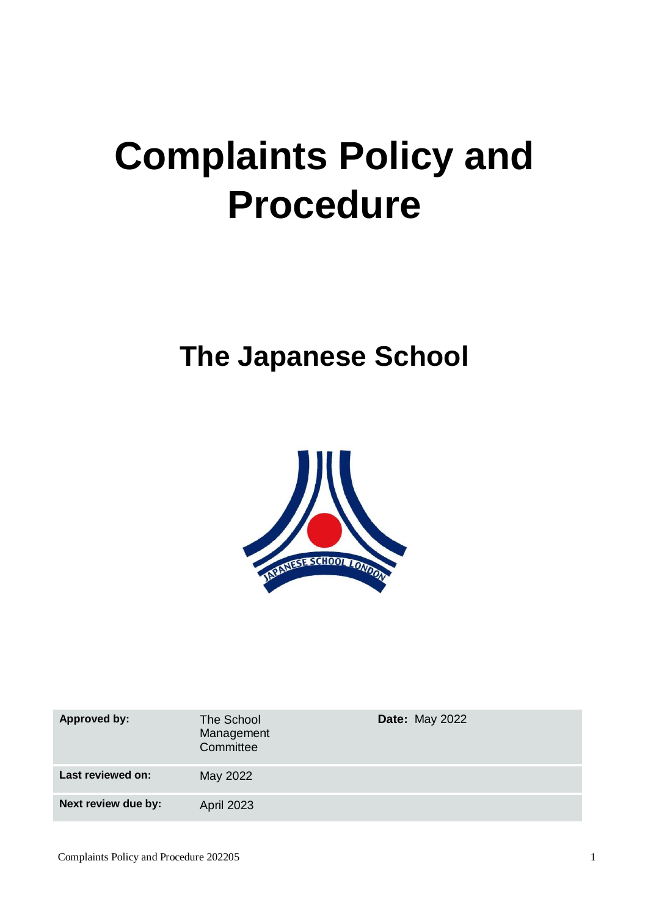# Complaints Policy and Procedure

## The Japanese School

| | | |
|---|---|---|
| **Approved by:** | The School Management Committee | **Date:** May 2022 |
| **Last reviewed on:** | May 2022 | |
| **Next review due by:** | April 2023 | |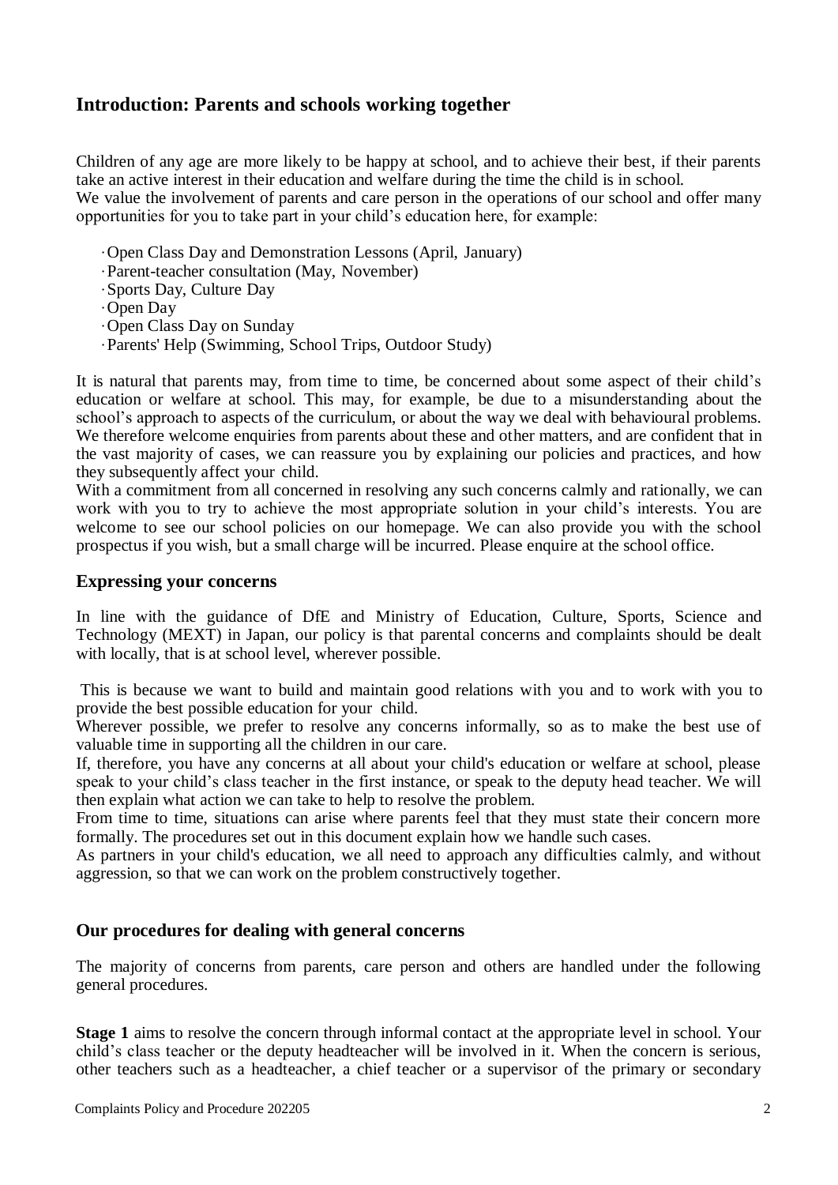## Introduction: Parents and schools working together

Children of any age are more likely to be happy at school, and to achieve their best, if their parents take an active interest in their education and welfare during the time the child is in school.
We value the involvement of parents and care person in the operations of our school and offer many opportunities for you to take part in your child's education here, for example:

- Open Class Day and Demonstration Lessons (April, January)
- Parent-teacher consultation (May, November)
- Sports Day, Culture Day
- Open Day
- Open Class Day on Sunday
- Parents' Help (Swimming, School Trips, Outdoor Study)

It is natural that parents may, from time to time, be concerned about some aspect of their child's education or welfare at school. This may, for example, be due to a misunderstanding about the school's approach to aspects of the curriculum, or about the way we deal with behavioural problems. We therefore welcome enquiries from parents about these and other matters, and are confident that in the vast majority of cases, we can reassure you by explaining our policies and practices, and how they subsequently affect your child.
With a commitment from all concerned in resolving any such concerns calmly and rationally, we can work with you to try to achieve the most appropriate solution in your child's interests. You are welcome to see our school policies on our homepage. We can also provide you with the school prospectus if you wish, but a small charge will be incurred. Please enquire at the school office.

## Expressing your concerns

In line with the guidance of DfE and Ministry of Education, Culture, Sports, Science and Technology (MEXT) in Japan, our policy is that parental concerns and complaints should be dealt with locally, that is at school level, wherever possible.

This is because we want to build and maintain good relations with you and to work with you to provide the best possible education for your child.
Wherever possible, we prefer to resolve any concerns informally, so as to make the best use of valuable time in supporting all the children in our care.
If, therefore, you have any concerns at all about your child's education or welfare at school, please speak to your child's class teacher in the first instance, or speak to the deputy head teacher. We will then explain what action we can take to help to resolve the problem.
From time to time, situations can arise where parents feel that they must state their concern more formally. The procedures set out in this document explain how we handle such cases.
As partners in your child's education, we all need to approach any difficulties calmly, and without aggression, so that we can work on the problem constructively together.

## Our procedures for dealing with general concerns

The majority of concerns from parents, care person and others are handled under the following general procedures.

**Stage 1** aims to resolve the concern through informal contact at the appropriate level in school. Your child's class teacher or the deputy headteacher will be involved in it. When the concern is serious, other teachers such as a headteacher, a chief teacher or a supervisor of the primary or secondary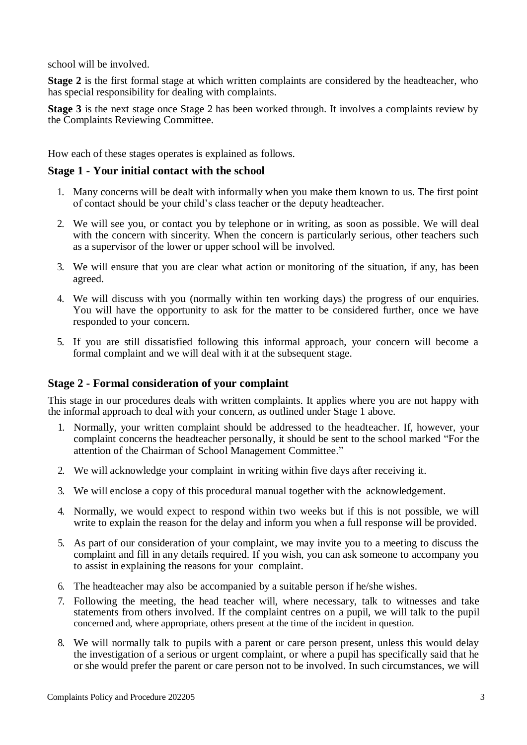school will be involved.

**Stage 2** is the first formal stage at which written complaints are considered by the headteacher, who has special responsibility for dealing with complaints.

**Stage 3** is the next stage once Stage 2 has been worked through. It involves a complaints review by the Complaints Reviewing Committee.

How each of these stages operates is explained as follows.

### Stage 1 - Your initial contact with the school

1. Many concerns will be dealt with informally when you make them known to us. The first point of contact should be your child's class teacher or the deputy headteacher.
2. We will see you, or contact you by telephone or in writing, as soon as possible. We will deal with the concern with sincerity. When the concern is particularly serious, other teachers such as a supervisor of the lower or upper school will be involved.
3. We will ensure that you are clear what action or monitoring of the situation, if any, has been agreed.
4. We will discuss with you (normally within ten working days) the progress of our enquiries. You will have the opportunity to ask for the matter to be considered further, once we have responded to your concern.
5. If you are still dissatisfied following this informal approach, your concern will become a formal complaint and we will deal with it at the subsequent stage.

### Stage 2 - Formal consideration of your complaint

This stage in our procedures deals with written complaints. It applies where you are not happy with the informal approach to deal with your concern, as outlined under Stage 1 above.

1. Normally, your written complaint should be addressed to the headteacher. If, however, your complaint concerns the headteacher personally, it should be sent to the school marked "For the attention of the Chairman of School Management Committee."
2. We will acknowledge your complaint in writing within five days after receiving it.
3. We will enclose a copy of this procedural manual together with the acknowledgement.
4. Normally, we would expect to respond within two weeks but if this is not possible, we will write to explain the reason for the delay and inform you when a full response will be provided.
5. As part of our consideration of your complaint, we may invite you to a meeting to discuss the complaint and fill in any details required. If you wish, you can ask someone to accompany you to assist in explaining the reasons for your complaint.
6. The headteacher may also be accompanied by a suitable person if he/she wishes.
7. Following the meeting, the head teacher will, where necessary, talk to witnesses and take statements from others involved. If the complaint centres on a pupil, we will talk to the pupil concerned and, where appropriate, others present at the time of the incident in question.
8. We will normally talk to pupils with a parent or care person present, unless this would delay the investigation of a serious or urgent complaint, or where a pupil has specifically said that he or she would prefer the parent or care person not to be involved. In such circumstances, we will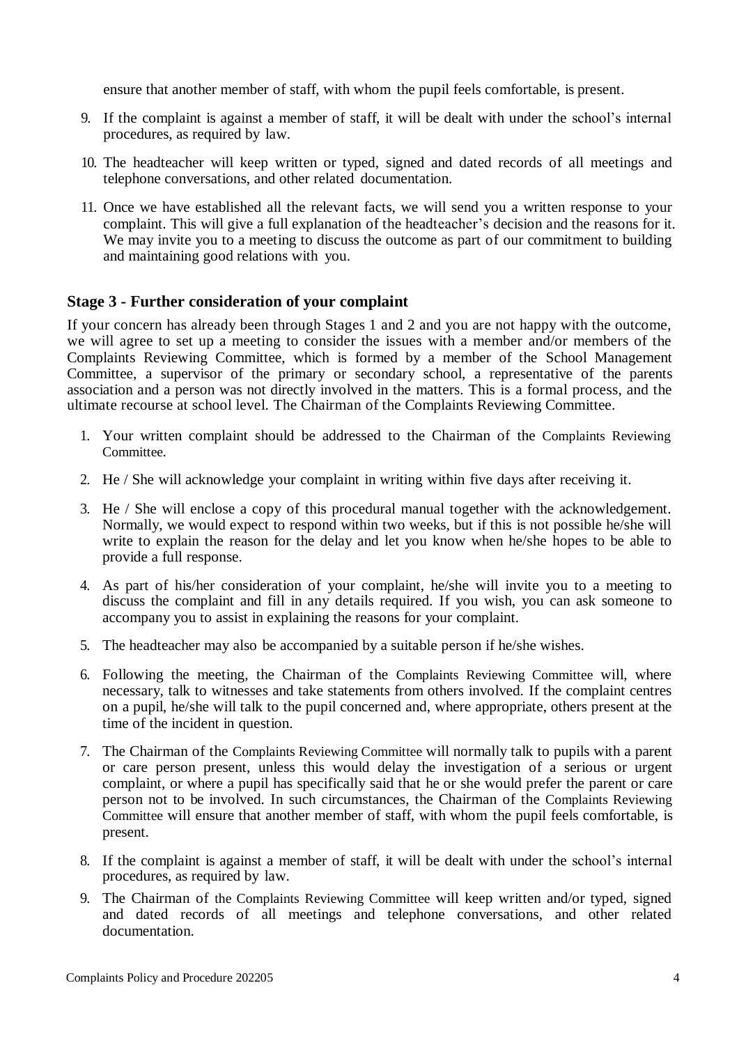ensure that another member of staff, with whom the pupil feels comfortable, is present.

9. If the complaint is against a member of staff, it will be dealt with under the school's internal procedures, as required by law.
10. The headteacher will keep written or typed, signed and dated records of all meetings and telephone conversations, and other related documentation.
11. Once we have established all the relevant facts, we will send you a written response to your complaint. This will give a full explanation of the headteacher's decision and the reasons for it. We may invite you to a meeting to discuss the outcome as part of our commitment to building and maintaining good relations with you.

### Stage 3 - Further consideration of your complaint

If your concern has already been through Stages 1 and 2 and you are not happy with the outcome, we will agree to set up a meeting to consider the issues with a member and/or members of the Complaints Reviewing Committee, which is formed by a member of the School Management Committee, a supervisor of the primary or secondary school, a representative of the parents association and a person was not directly involved in the matters. This is a formal process, and the ultimate recourse at school level. The Chairman of the Complaints Reviewing Committee.

1. Your written complaint should be addressed to the Chairman of the Complaints Reviewing Committee.
2. He / She will acknowledge your complaint in writing within five days after receiving it.
3. He / She will enclose a copy of this procedural manual together with the acknowledgement. Normally, we would expect to respond within two weeks, but if this is not possible he/she will write to explain the reason for the delay and let you know when he/she hopes to be able to provide a full response.
4. As part of his/her consideration of your complaint, he/she will invite you to a meeting to discuss the complaint and fill in any details required. If you wish, you can ask someone to accompany you to assist in explaining the reasons for your complaint.
5. The headteacher may also be accompanied by a suitable person if he/she wishes.
6. Following the meeting, the Chairman of the Complaints Reviewing Committee will, where necessary, talk to witnesses and take statements from others involved. If the complaint centres on a pupil, he/she will talk to the pupil concerned and, where appropriate, others present at the time of the incident in question.
7. The Chairman of the Complaints Reviewing Committee will normally talk to pupils with a parent or care person present, unless this would delay the investigation of a serious or urgent complaint, or where a pupil has specifically said that he or she would prefer the parent or care person not to be involved. In such circumstances, the Chairman of the Complaints Reviewing Committee will ensure that another member of staff, with whom the pupil feels comfortable, is present.
8. If the complaint is against a member of staff, it will be dealt with under the school's internal procedures, as required by law.
9. The Chairman of the Complaints Reviewing Committee will keep written and/or typed, signed and dated records of all meetings and telephone conversations, and other related documentation.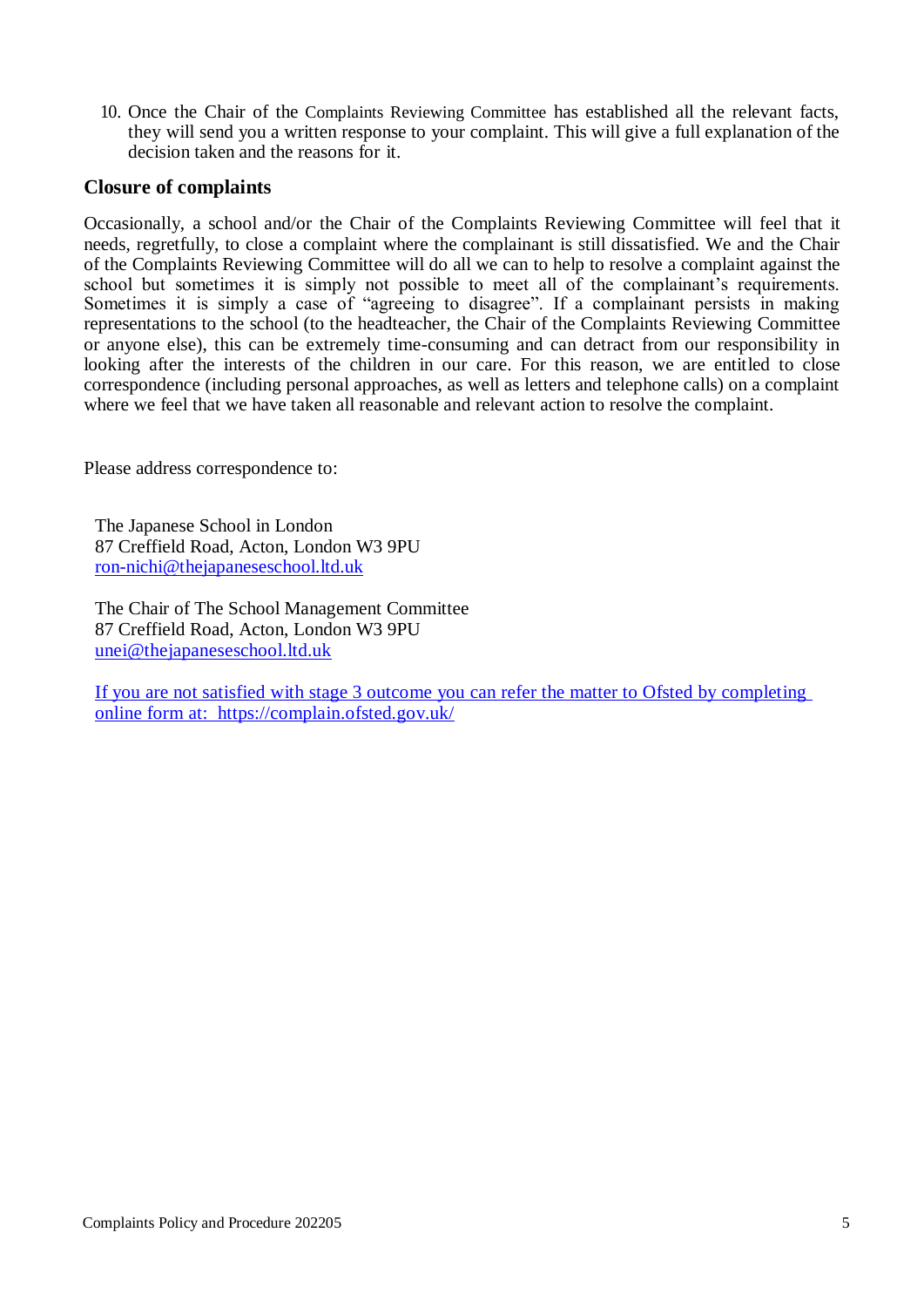10. Once the Chair of the Complaints Reviewing Committee has established all the relevant facts, they will send you a written response to your complaint. This will give a full explanation of the decision taken and the reasons for it.

### Closure of complaints

Occasionally, a school and/or the Chair of the Complaints Reviewing Committee will feel that it needs, regretfully, to close a complaint where the complainant is still dissatisfied. We and the Chair of the Complaints Reviewing Committee will do all we can to help to resolve a complaint against the school but sometimes it is simply not possible to meet all of the complainant's requirements. Sometimes it is simply a case of "agreeing to disagree". If a complainant persists in making representations to the school (to the headteacher, the Chair of the Complaints Reviewing Committee or anyone else), this can be extremely time-consuming and can detract from our responsibility in looking after the interests of the children in our care. For this reason, we are entitled to close correspondence (including personal approaches, as well as letters and telephone calls) on a complaint where we feel that we have taken all reasonable and relevant action to resolve the complaint.

Please address correspondence to:

The Japanese School in London
87 Creffield Road, Acton, London W3 9PU
ron-nichi@thejapaneseschool.ltd.uk

The Chair of The School Management Committee
87 Creffield Road, Acton, London W3 9PU
unei@thejapaneseschool.ltd.uk

If you are not satisfied with stage 3 outcome you can refer the matter to Ofsted by completing online form at: https://complain.ofsted.gov.uk/